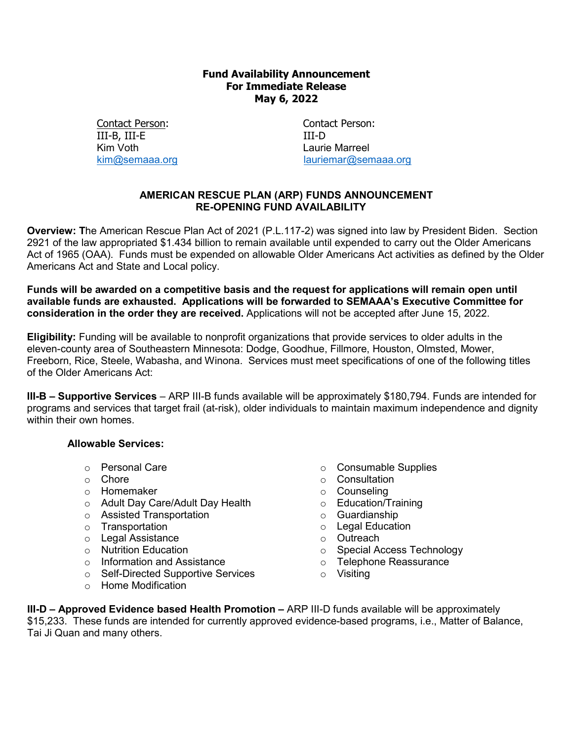**Fund Availability Announcement**
**For Immediate Release**
**May 6, 2022**

Contact Person:
III-B, III-E
Kim Voth
kim@semaaa.org

Contact Person:
III-D
Laurie Marreel
lauriemar@semaaa.org

## AMERICAN RESCUE PLAN (ARP) FUNDS ANNOUNCEMENT RE-OPENING FUND AVAILABILITY

**Overview: T**he American Rescue Plan Act of 2021 (P.L.117-2) was signed into law by President Biden. Section 2921 of the law appropriated $1.434 billion to remain available until expended to carry out the Older Americans Act of 1965 (OAA). Funds must be expended on allowable Older Americans Act activities as defined by the Older Americans Act and State and Local policy.

**Funds will be awarded on a competitive basis and the request for applications will remain open until available funds are exhausted. Applications will be forwarded to SEMAAA's Executive Committee for consideration in the order they are received.** Applications will not be accepted after June 15, 2022.

**Eligibility:** Funding will be available to nonprofit organizations that provide services to older adults in the eleven-county area of Southeastern Minnesota: Dodge, Goodhue, Fillmore, Houston, Olmsted, Mower, Freeborn, Rice, Steele, Wabasha, and Winona. Services must meet specifications of one of the following titles of the Older Americans Act:

**III-B – Supportive Services** – ARP III-B funds available will be approximately $180,794. Funds are intended for programs and services that target frail (at-risk), older individuals to maintain maximum independence and dignity within their own homes.

**Allowable Services:**

- Personal Care
- Chore
- Homemaker
- Adult Day Care/Adult Day Health
- Assisted Transportation
- Transportation
- Legal Assistance
- Nutrition Education
- Information and Assistance
- Self-Directed Supportive Services
- Home Modification
- Consumable Supplies
- Consultation
- Counseling
- Education/Training
- Guardianship
- Legal Education
- Outreach
- Special Access Technology
- Telephone Reassurance
- Visiting

**III-D – Approved Evidence based Health Promotion –** ARP III-D funds available will be approximately $15,233. These funds are intended for currently approved evidence-based programs, i.e., Matter of Balance, Tai Ji Quan and many others.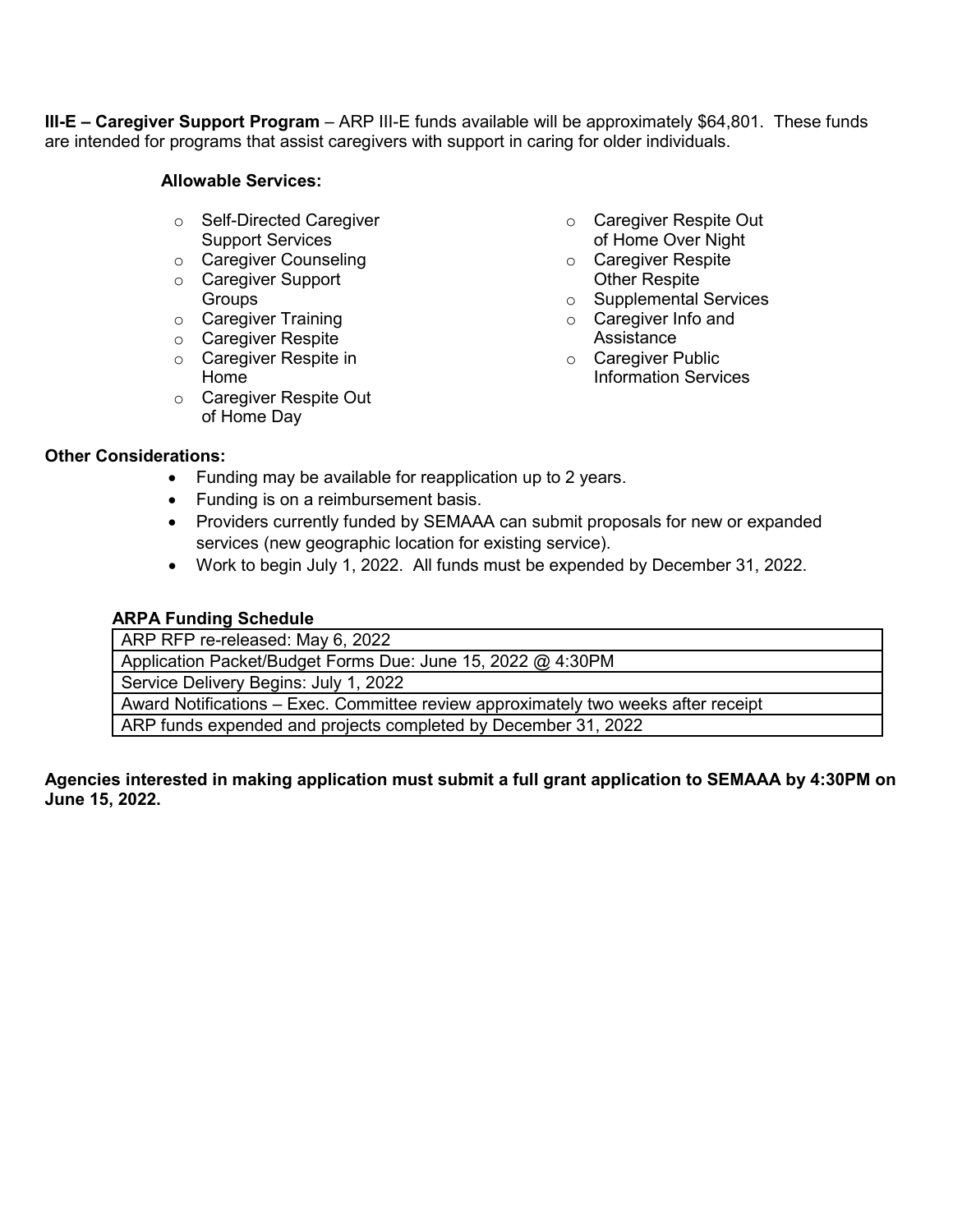**III-E – Caregiver Support Program** – ARP III-E funds available will be approximately $64,801. These funds are intended for programs that assist caregivers with support in caring for older individuals.

**Allowable Services:**

- Self-Directed Caregiver Support Services
- Caregiver Counseling
- Caregiver Support Groups
- Caregiver Training
- Caregiver Respite
- Caregiver Respite in Home
- Caregiver Respite Out of Home Day
- Caregiver Respite Out of Home Over Night
- Caregiver Respite Other Respite
- Supplemental Services
- Caregiver Info and Assistance
- Caregiver Public Information Services

**Other Considerations:**

- Funding may be available for reapplication up to 2 years.
- Funding is on a reimbursement basis.
- Providers currently funded by SEMAAA can submit proposals for new or expanded services (new geographic location for existing service).
- Work to begin July 1, 2022. All funds must be expended by December 31, 2022.

**ARPA Funding Schedule**

| |
|---|
| ARP RFP re-released: May 6, 2022 |
| Application Packet/Budget Forms Due: June 15, 2022 @ 4:30PM |
| Service Delivery Begins: July 1, 2022 |
| Award Notifications – Exec. Committee review approximately two weeks after receipt |
| ARP funds expended and projects completed by December 31, 2022 |

**Agencies interested in making application must submit a full grant application to SEMAAA by 4:30PM on June 15, 2022.**